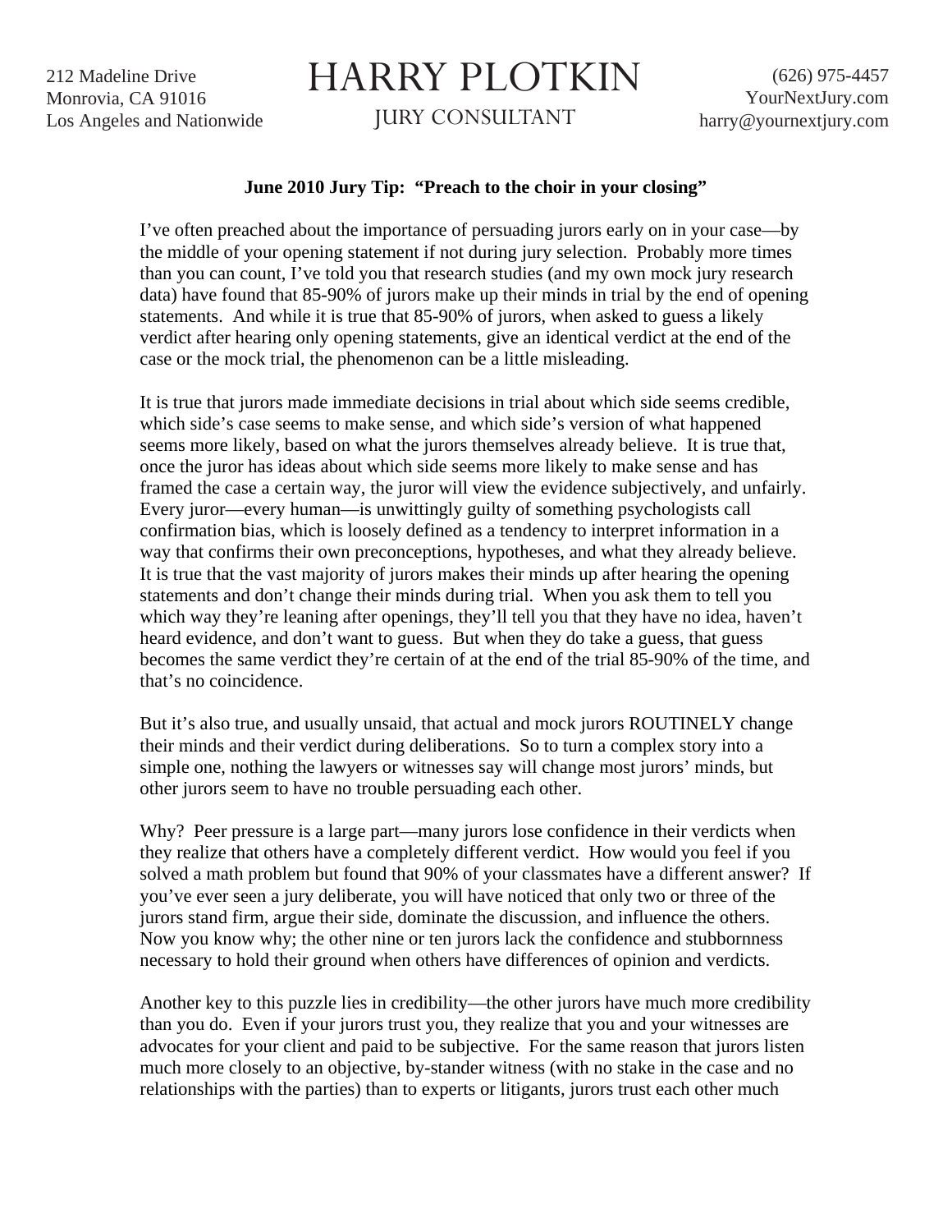212 Madeline Drive
Monrovia, CA 91016
Los Angeles and Nationwide

# HARRY PLOTKIN

JURY CONSULTANT

(626) 975-4457
YourNextJury.com
harry@yournextjury.com

**June 2010 Jury Tip: "Preach to the choir in your closing"**

I've often preached about the importance of persuading jurors early on in your case—by the middle of your opening statement if not during jury selection. Probably more times than you can count, I've told you that research studies (and my own mock jury research data) have found that 85-90% of jurors make up their minds in trial by the end of opening statements. And while it is true that 85-90% of jurors, when asked to guess a likely verdict after hearing only opening statements, give an identical verdict at the end of the case or the mock trial, the phenomenon can be a little misleading.

It is true that jurors made immediate decisions in trial about which side seems credible, which side's case seems to make sense, and which side's version of what happened seems more likely, based on what the jurors themselves already believe. It is true that, once the juror has ideas about which side seems more likely to make sense and has framed the case a certain way, the juror will view the evidence subjectively, and unfairly. Every juror—every human—is unwittingly guilty of something psychologists call confirmation bias, which is loosely defined as a tendency to interpret information in a way that confirms their own preconceptions, hypotheses, and what they already believe. It is true that the vast majority of jurors makes their minds up after hearing the opening statements and don't change their minds during trial. When you ask them to tell you which way they're leaning after openings, they'll tell you that they have no idea, haven't heard evidence, and don't want to guess. But when they do take a guess, that guess becomes the same verdict they're certain of at the end of the trial 85-90% of the time, and that's no coincidence.

But it's also true, and usually unsaid, that actual and mock jurors ROUTINELY change their minds and their verdict during deliberations. So to turn a complex story into a simple one, nothing the lawyers or witnesses say will change most jurors' minds, but other jurors seem to have no trouble persuading each other.

Why? Peer pressure is a large part—many jurors lose confidence in their verdicts when they realize that others have a completely different verdict. How would you feel if you solved a math problem but found that 90% of your classmates have a different answer? If you've ever seen a jury deliberate, you will have noticed that only two or three of the jurors stand firm, argue their side, dominate the discussion, and influence the others. Now you know why; the other nine or ten jurors lack the confidence and stubbornness necessary to hold their ground when others have differences of opinion and verdicts.

Another key to this puzzle lies in credibility—the other jurors have much more credibility than you do. Even if your jurors trust you, they realize that you and your witnesses are advocates for your client and paid to be subjective. For the same reason that jurors listen much more closely to an objective, by-stander witness (with no stake in the case and no relationships with the parties) than to experts or litigants, jurors trust each other much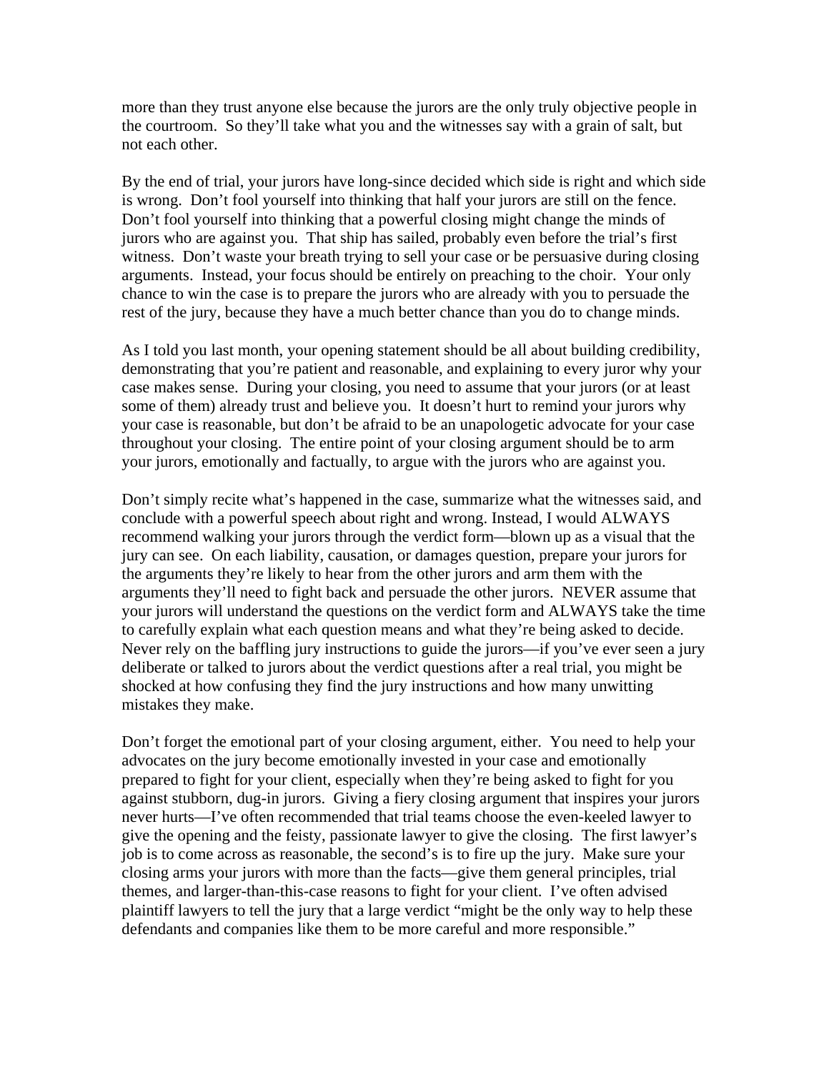more than they trust anyone else because the jurors are the only truly objective people in the courtroom. So they'll take what you and the witnesses say with a grain of salt, but not each other.

By the end of trial, your jurors have long-since decided which side is right and which side is wrong. Don't fool yourself into thinking that half your jurors are still on the fence. Don't fool yourself into thinking that a powerful closing might change the minds of jurors who are against you. That ship has sailed, probably even before the trial's first witness. Don't waste your breath trying to sell your case or be persuasive during closing arguments. Instead, your focus should be entirely on preaching to the choir. Your only chance to win the case is to prepare the jurors who are already with you to persuade the rest of the jury, because they have a much better chance than you do to change minds.

As I told you last month, your opening statement should be all about building credibility, demonstrating that you're patient and reasonable, and explaining to every juror why your case makes sense. During your closing, you need to assume that your jurors (or at least some of them) already trust and believe you. It doesn't hurt to remind your jurors why your case is reasonable, but don't be afraid to be an unapologetic advocate for your case throughout your closing. The entire point of your closing argument should be to arm your jurors, emotionally and factually, to argue with the jurors who are against you.

Don't simply recite what's happened in the case, summarize what the witnesses said, and conclude with a powerful speech about right and wrong. Instead, I would ALWAYS recommend walking your jurors through the verdict form—blown up as a visual that the jury can see. On each liability, causation, or damages question, prepare your jurors for the arguments they're likely to hear from the other jurors and arm them with the arguments they'll need to fight back and persuade the other jurors. NEVER assume that your jurors will understand the questions on the verdict form and ALWAYS take the time to carefully explain what each question means and what they're being asked to decide. Never rely on the baffling jury instructions to guide the jurors—if you've ever seen a jury deliberate or talked to jurors about the verdict questions after a real trial, you might be shocked at how confusing they find the jury instructions and how many unwitting mistakes they make.

Don't forget the emotional part of your closing argument, either. You need to help your advocates on the jury become emotionally invested in your case and emotionally prepared to fight for your client, especially when they're being asked to fight for you against stubborn, dug-in jurors. Giving a fiery closing argument that inspires your jurors never hurts—I've often recommended that trial teams choose the even-keeled lawyer to give the opening and the feisty, passionate lawyer to give the closing. The first lawyer's job is to come across as reasonable, the second's is to fire up the jury. Make sure your closing arms your jurors with more than the facts—give them general principles, trial themes, and larger-than-this-case reasons to fight for your client. I've often advised plaintiff lawyers to tell the jury that a large verdict "might be the only way to help these defendants and companies like them to be more careful and more responsible."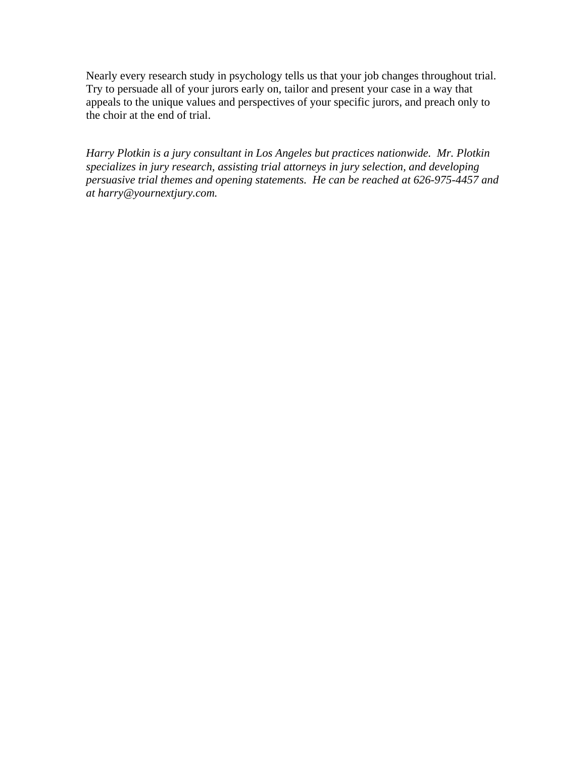Nearly every research study in psychology tells us that your job changes throughout trial. Try to persuade all of your jurors early on, tailor and present your case in a way that appeals to the unique values and perspectives of your specific jurors, and preach only to the choir at the end of trial.

*Harry Plotkin is a jury consultant in Los Angeles but practices nationwide. Mr. Plotkin specializes in jury research, assisting trial attorneys in jury selection, and developing persuasive trial themes and opening statements. He can be reached at 626-975-4457 and at harry@yournextjury.com.*